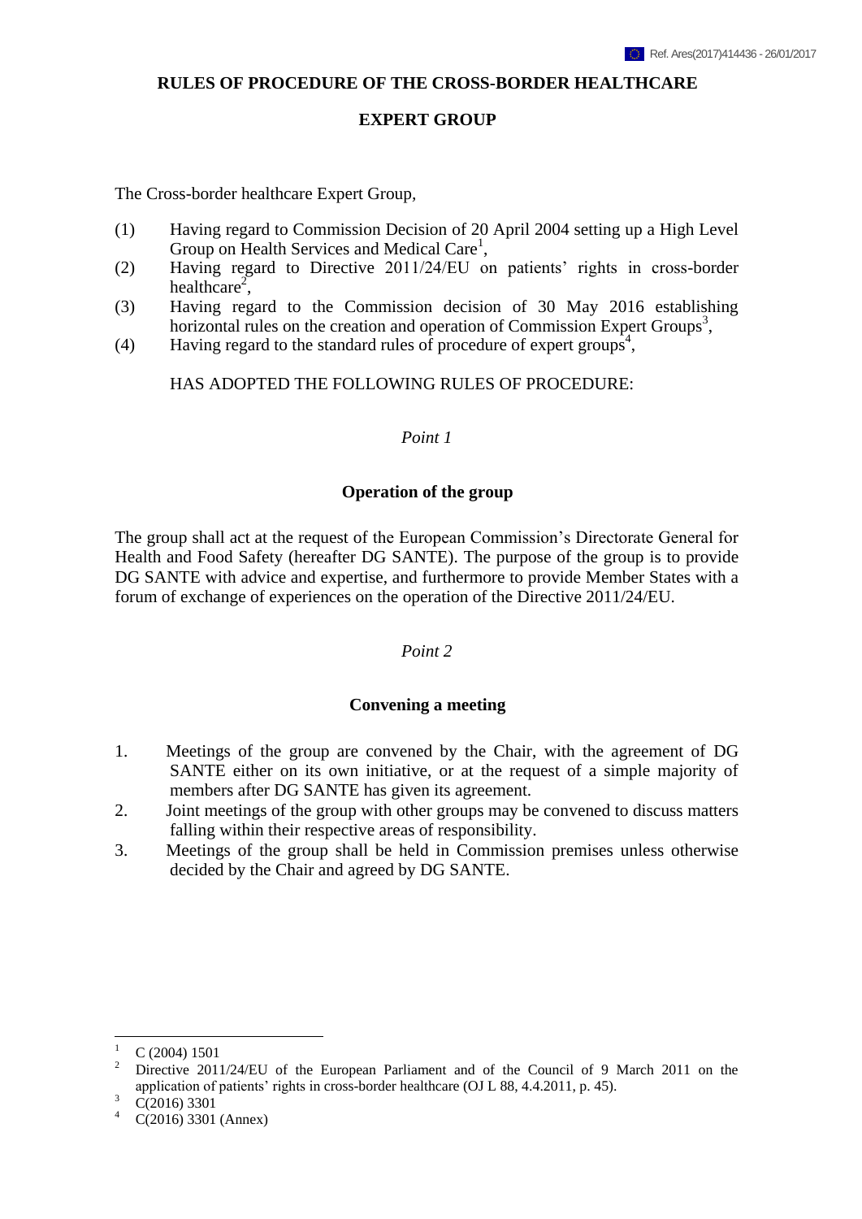# RULES OF PROCEDURE OF THE CROSS-BORDER HEALTHCARE EXPERT GROUP

The Cross-border healthcare Expert Group,

(1) Having regard to Commission Decision of 20 April 2004 setting up a High Level Group on Health Services and Medical Care[1],

(2) Having regard to Directive 2011/24/EU on patients' rights in cross-border healthcare[2],

(3) Having regard to the Commission decision of 30 May 2016 establishing horizontal rules on the creation and operation of Commission Expert Groups[3],

(4) Having regard to the standard rules of procedure of expert groups[4],

HAS ADOPTED THE FOLLOWING RULES OF PROCEDURE:

*Point 1*

## Operation of the group

The group shall act at the request of the European Commission's Directorate General for Health and Food Safety (hereafter DG SANTE). The purpose of the group is to provide DG SANTE with advice and expertise, and furthermore to provide Member States with a forum of exchange of experiences on the operation of the Directive 2011/24/EU.

*Point 2*

## Convening a meeting

1. Meetings of the group are convened by the Chair, with the agreement of DG SANTE either on its own initiative, or at the request of a simple majority of members after DG SANTE has given its agreement.
2. Joint meetings of the group with other groups may be convened to discuss matters falling within their respective areas of responsibility.
3. Meetings of the group shall be held in Commission premises unless otherwise decided by the Chair and agreed by DG SANTE.

---

[1] C (2004) 1501

[2] Directive 2011/24/EU of the European Parliament and of the Council of 9 March 2011 on the application of patients' rights in cross-border healthcare (OJ L 88, 4.4.2011, p. 45).

[3] C(2016) 3301

[4] C(2016) 3301 (Annex)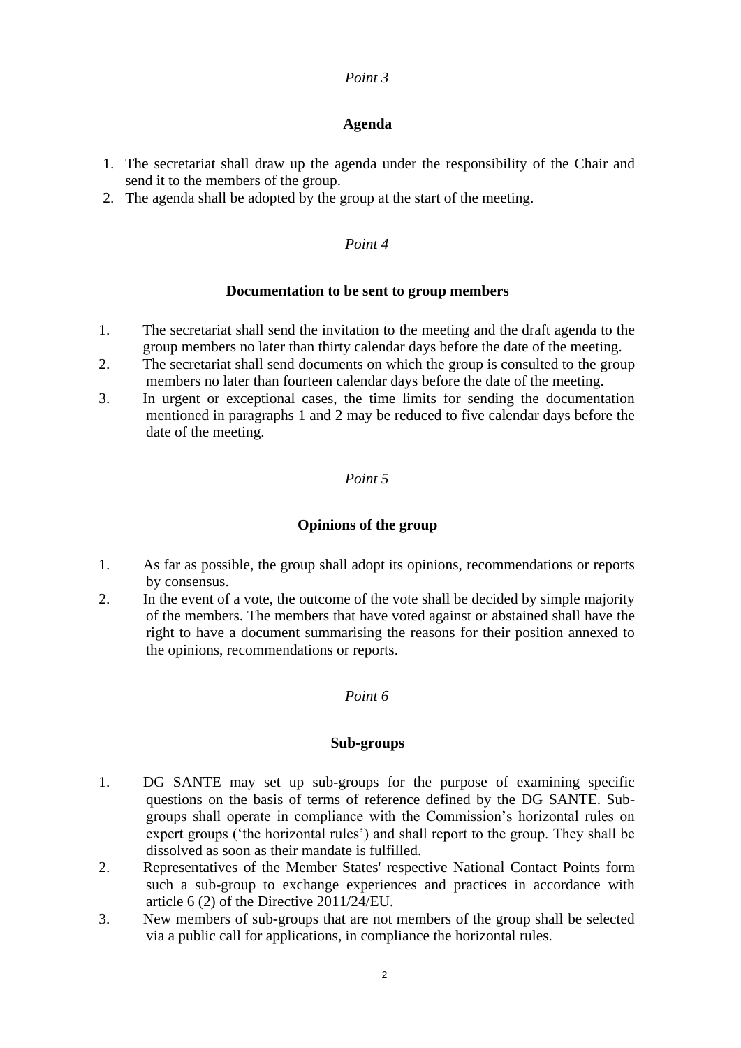*Point 3*

**Agenda**

1. The secretariat shall draw up the agenda under the responsibility of the Chair and send it to the members of the group.
2. The agenda shall be adopted by the group at the start of the meeting.

*Point 4*

**Documentation to be sent to group members**

1. The secretariat shall send the invitation to the meeting and the draft agenda to the group members no later than thirty calendar days before the date of the meeting.
2. The secretariat shall send documents on which the group is consulted to the group members no later than fourteen calendar days before the date of the meeting.
3. In urgent or exceptional cases, the time limits for sending the documentation mentioned in paragraphs 1 and 2 may be reduced to five calendar days before the date of the meeting.

*Point 5*

**Opinions of the group**

1. As far as possible, the group shall adopt its opinions, recommendations or reports by consensus.
2. In the event of a vote, the outcome of the vote shall be decided by simple majority of the members. The members that have voted against or abstained shall have the right to have a document summarising the reasons for their position annexed to the opinions, recommendations or reports.

*Point 6*

**Sub-groups**

1. DG SANTE may set up sub-groups for the purpose of examining specific questions on the basis of terms of reference defined by the DG SANTE. Sub-groups shall operate in compliance with the Commission's horizontal rules on expert groups ('the horizontal rules') and shall report to the group. They shall be dissolved as soon as their mandate is fulfilled.
2. Representatives of the Member States' respective National Contact Points form such a sub-group to exchange experiences and practices in accordance with article 6 (2) of the Directive 2011/24/EU.
3. New members of sub-groups that are not members of the group shall be selected via a public call for applications, in compliance the horizontal rules.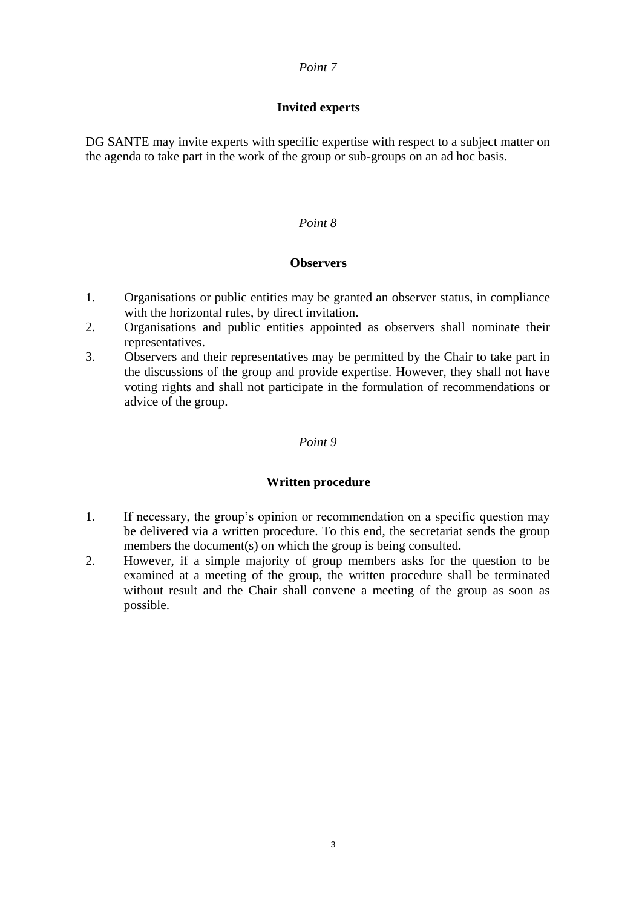*Point 7*

**Invited experts**

DG SANTE may invite experts with specific expertise with respect to a subject matter on the agenda to take part in the work of the group or sub-groups on an ad hoc basis.

*Point 8*

**Observers**

1. Organisations or public entities may be granted an observer status, in compliance with the horizontal rules, by direct invitation.
2. Organisations and public entities appointed as observers shall nominate their representatives.
3. Observers and their representatives may be permitted by the Chair to take part in the discussions of the group and provide expertise. However, they shall not have voting rights and shall not participate in the formulation of recommendations or advice of the group.

*Point 9*

**Written procedure**

1. If necessary, the group's opinion or recommendation on a specific question may be delivered via a written procedure. To this end, the secretariat sends the group members the document(s) on which the group is being consulted.
2. However, if a simple majority of group members asks for the question to be examined at a meeting of the group, the written procedure shall be terminated without result and the Chair shall convene a meeting of the group as soon as possible.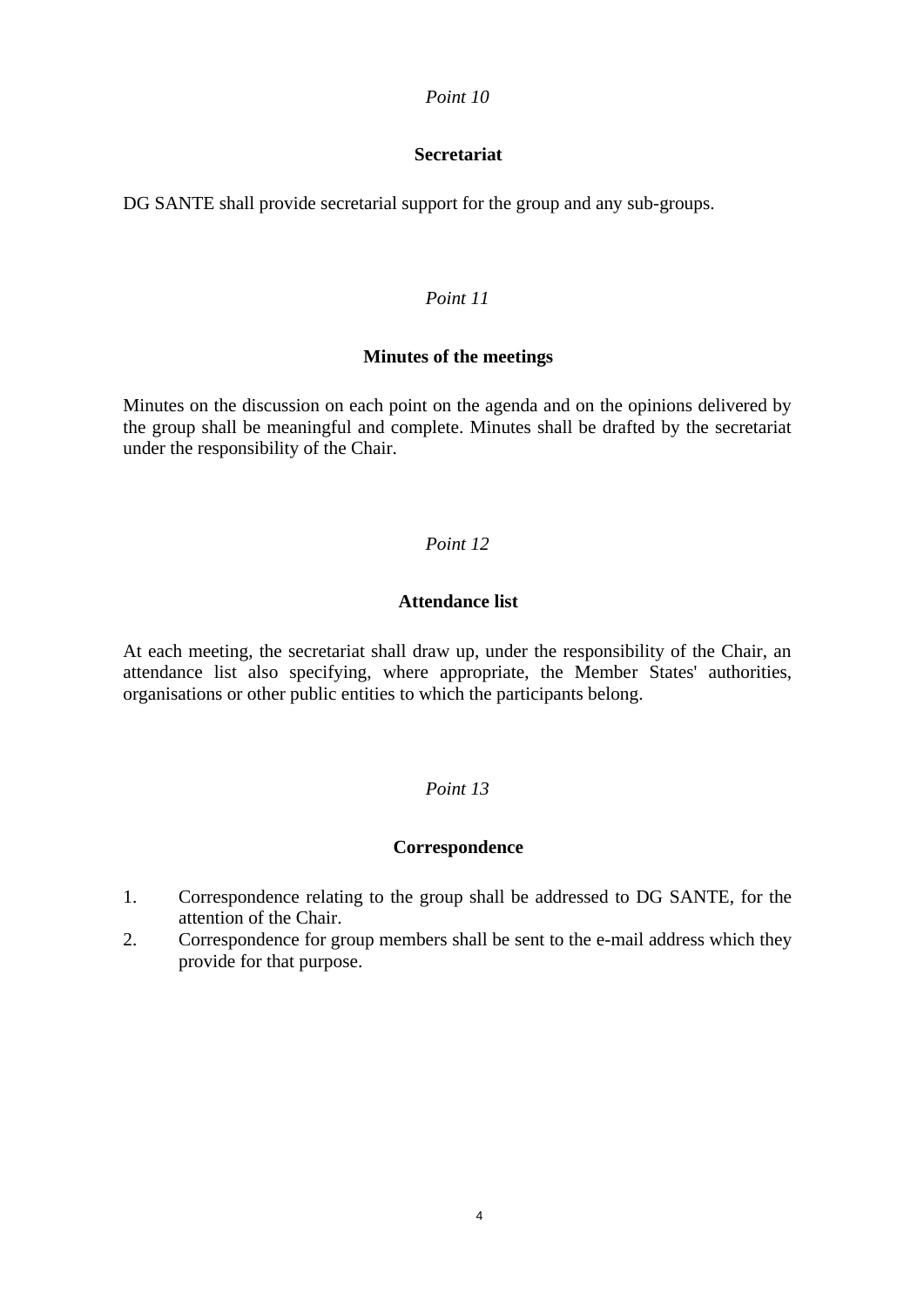*Point 10*

**Secretariat**

DG SANTE shall provide secretarial support for the group and any sub-groups.

*Point 11*

**Minutes of the meetings**

Minutes on the discussion on each point on the agenda and on the opinions delivered by the group shall be meaningful and complete. Minutes shall be drafted by the secretariat under the responsibility of the Chair.

*Point 12*

**Attendance list**

At each meeting, the secretariat shall draw up, under the responsibility of the Chair, an attendance list also specifying, where appropriate, the Member States' authorities, organisations or other public entities to which the participants belong.

*Point 13*

**Correspondence**

1. Correspondence relating to the group shall be addressed to DG SANTE, for the attention of the Chair.
2. Correspondence for group members shall be sent to the e-mail address which they provide for that purpose.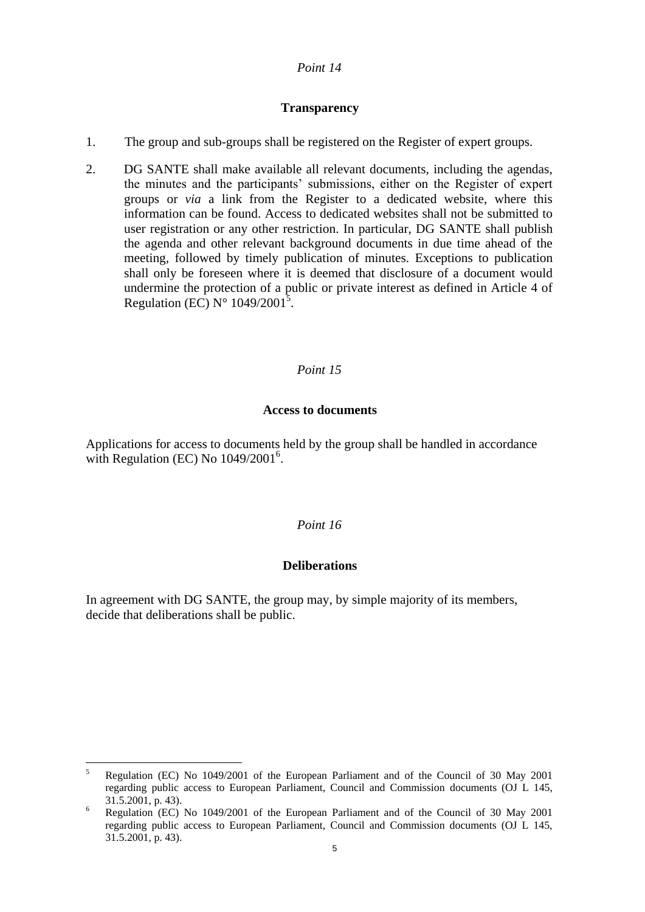*Point 14*

**Transparency**

1. The group and sub-groups shall be registered on the Register of expert groups.

2. DG SANTE shall make available all relevant documents, including the agendas, the minutes and the participants' submissions, either on the Register of expert groups or *via* a link from the Register to a dedicated website, where this information can be found. Access to dedicated websites shall not be submitted to user registration or any other restriction. In particular, DG SANTE shall publish the agenda and other relevant background documents in due time ahead of the meeting, followed by timely publication of minutes. Exceptions to publication shall only be foreseen where it is deemed that disclosure of a document would undermine the protection of a public or private interest as defined in Article 4 of Regulation (EC) N° 1049/2001[5].

*Point 15*

**Access to documents**

Applications for access to documents held by the group shall be handled in accordance with Regulation (EC) No 1049/2001[6].

*Point 16*

**Deliberations**

In agreement with DG SANTE, the group may, by simple majority of its members, decide that deliberations shall be public.

---

[5] Regulation (EC) No 1049/2001 of the European Parliament and of the Council of 30 May 2001 regarding public access to European Parliament, Council and Commission documents (OJ L 145, 31.5.2001, p. 43).

[6] Regulation (EC) No 1049/2001 of the European Parliament and of the Council of 30 May 2001 regarding public access to European Parliament, Council and Commission documents (OJ L 145, 31.5.2001, p. 43).